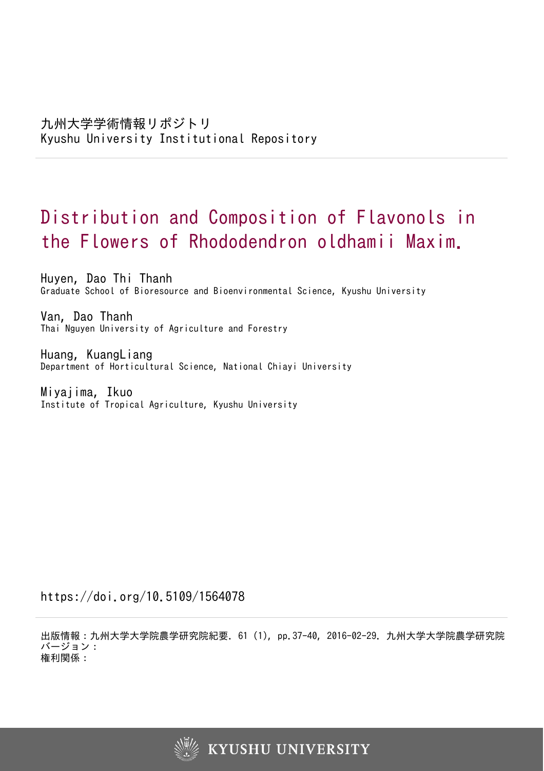九州大学学術情報リポジトリ
Kyushu University Institutional Repository

# Distribution and Composition of Flavonols in the Flowers of Rhododendron oldhamii Maxim.

Huyen, Dao Thi Thanh
Graduate School of Bioresource and Bioenvironmental Science, Kyushu University

Van, Dao Thanh
Thai Nguyen University of Agriculture and Forestry

Huang, KuangLiang
Department of Horticultural Science, National Chiayi University

Miyajima, Ikuo
Institute of Tropical Agriculture, Kyushu University

https://doi.org/10.5109/1564078

出版情報：九州大学大学院農学研究院紀要. 61 (1), pp.37-40, 2016-02-29. 九州大学大学院農学研究院
バージョン：
権利関係：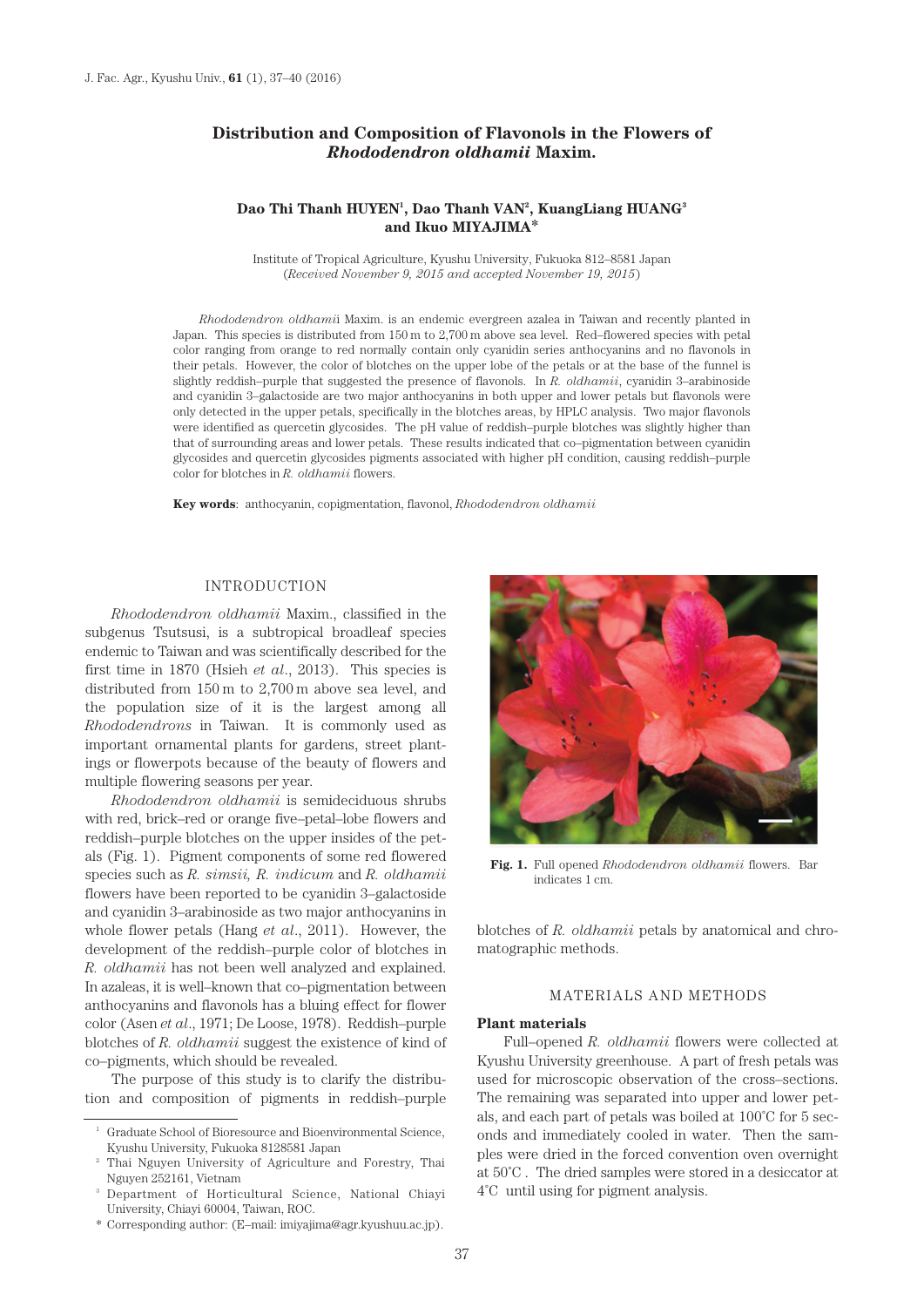# Distribution and Composition of Flavonols in the Flowers of *Rhododendron oldhamii* Maxim.

**Dao Thi Thanh HUYEN[1], Dao Thanh VAN[2], KuangLiang HUANG[3] and Ikuo MIYAJIMA***

Institute of Tropical Agriculture, Kyushu University, Fukuoka 812–8581 Japan
(*Received November 9, 2015 and accepted November 19, 2015*)

*Rhododendron oldhami*i Maxim. is an endemic evergreen azalea in Taiwan and recently planted in Japan. This species is distributed from 150 m to 2,700 m above sea level. Red–flowered species with petal color ranging from orange to red normally contain only cyanidin series anthocyanins and no flavonols in their petals. However, the color of blotches on the upper lobe of the petals or at the base of the funnel is slightly reddish–purple that suggested the presence of flavonols. In *R. oldhamii*, cyanidin 3–arabinoside and cyanidin 3–galactoside are two major anthocyanins in both upper and lower petals but flavonols were only detected in the upper petals, specifically in the blotches areas, by HPLC analysis. Two major flavonols were identified as quercetin glycosides. The pH value of reddish–purple blotches was slightly higher than that of surrounding areas and lower petals. These results indicated that co–pigmentation between cyanidin glycosides and quercetin glycosides pigments associated with higher pH condition, causing reddish–purple color for blotches in *R. oldhamii* flowers.

**Key words**: anthocyanin, copigmentation, flavonol, *Rhododendron oldhamii*

## INTRODUCTION

*Rhododendron oldhamii* Maxim., classified in the subgenus Tsutsusi, is a subtropical broadleaf species endemic to Taiwan and was scientifically described for the first time in 1870 (Hsieh *et al*., 2013). This species is distributed from 150 m to 2,700 m above sea level, and the population size of it is the largest among all *Rhododendrons* in Taiwan. It is commonly used as important ornamental plants for gardens, street plantings or flowerpots because of the beauty of flowers and multiple flowering seasons per year.

*Rhododendron oldhamii* is semideciduous shrubs with red, brick–red or orange five–petal–lobe flowers and reddish–purple blotches on the upper insides of the petals (Fig. 1). Pigment components of some red flowered species such as *R. simsii, R. indicum* and *R. oldhamii* flowers have been reported to be cyanidin 3–galactoside and cyanidin 3–arabinoside as two major anthocyanins in whole flower petals (Hang *et al*., 2011). However, the development of the reddish–purple color of blotches in *R. oldhamii* has not been well analyzed and explained. In azaleas, it is well–known that co–pigmentation between anthocyanins and flavonols has a bluing effect for flower color (Asen *et al*., 1971; De Loose, 1978). Reddish–purple blotches of *R. oldhamii* suggest the existence of kind of co–pigments, which should be revealed.

The purpose of this study is to clarify the distribution and composition of pigments in reddish–purple blotches of *R. oldhamii* petals by anatomical and chromatographic methods.

**Fig. 1.** Full opened *Rhododendron oldhamii* flowers. Bar indicates 1 cm.

## MATERIALS AND METHODS

### Plant materials

Full–opened *R. oldhamii* flowers were collected at Kyushu University greenhouse. A part of fresh petals was used for microscopic observation of the cross–sections. The remaining was separated into upper and lower petals, and each part of petals was boiled at 100°C for 5 seconds and immediately cooled in water. Then the samples were dried in the forced convention oven overnight at 50°C . The dried samples were stored in a desiccator at 4°C until using for pigment analysis.

---

[1] Graduate School of Bioresource and Bioenvironmental Science, Kyushu University, Fukuoka 8128581 Japan

[2] Thai Nguyen University of Agriculture and Forestry, Thai Nguyen 252161, Vietnam

[3] Department of Horticultural Science, National Chiayi University, Chiayi 60004, Taiwan, ROC.

\* Corresponding author: (E–mail: imiyajima@agr.kyushuu.ac.jp).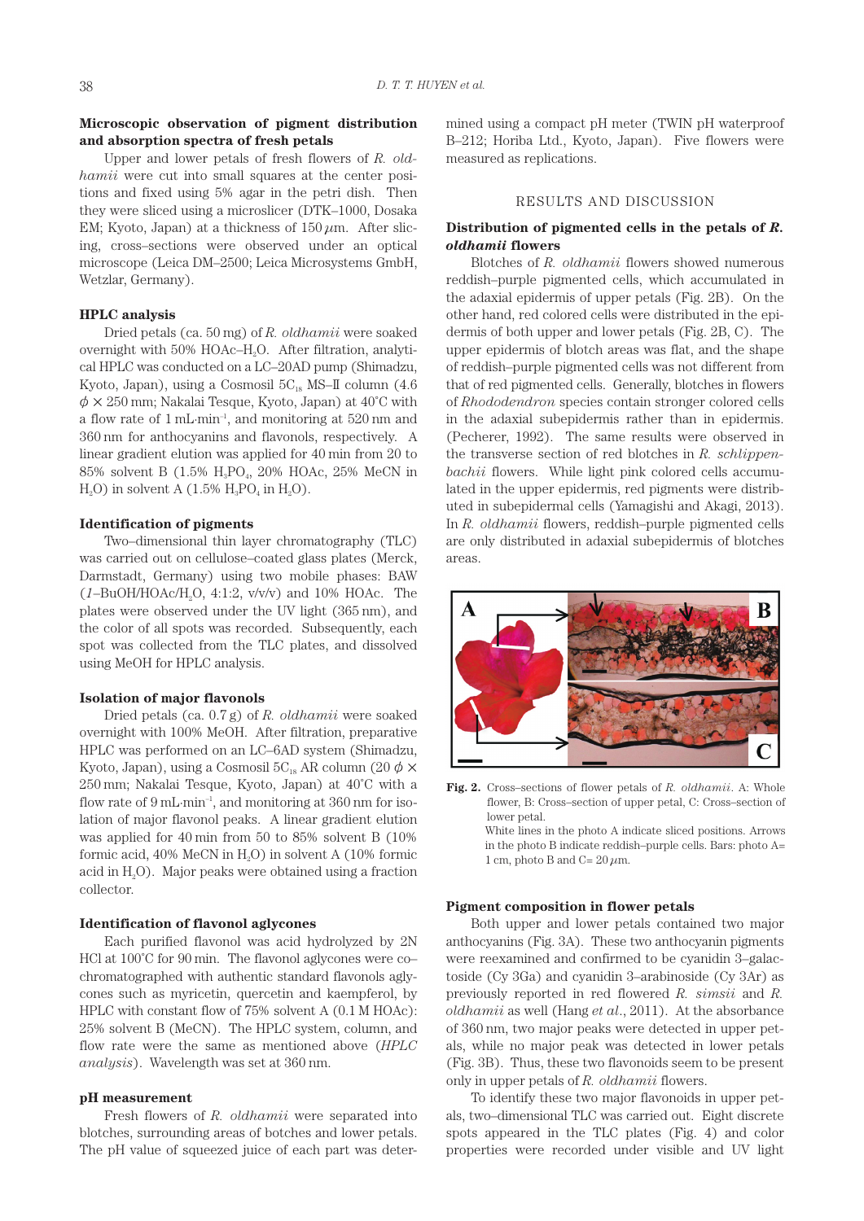### Microscopic observation of pigment distribution and absorption spectra of fresh petals

Upper and lower petals of fresh flowers of *R. oldhamii* were cut into small squares at the center positions and fixed using 5% agar in the petri dish. Then they were sliced using a microslicer (DTK–1000, Dosaka EM; Kyoto, Japan) at a thickness of 150 $\mu$m. After slicing, cross–sections were observed under an optical microscope (Leica DM–2500; Leica Microsystems GmbH, Wetzlar, Germany).

### HPLC analysis

Dried petals (ca. 50 mg) of *R. oldhamii* were soaked overnight with 50% HOAc–$H_2O$. After filtration, analytical HPLC was conducted on a LC–20AD pump (Shimadzu, Kyoto, Japan), using a Cosmosil $5C_{18}$ MS–II column (4.6 $\phi \times$ 250 mm; Nakalai Tesque, Kyoto, Japan) at 40°C with a flow rate of 1 mL·min$^{-1}$, and monitoring at 520 nm and 360 nm for anthocyanins and flavonols, respectively. A linear gradient elution was applied for 40 min from 20 to 85% solvent B (1.5% $H_3PO_4$, 20% HOAc, 25% MeCN in $H_2O$) in solvent A (1.5% $H_3PO_4$ in $H_2O$).

### Identification of pigments

Two–dimensional thin layer chromatography (TLC) was carried out on cellulose–coated glass plates (Merck, Darmstadt, Germany) using two mobile phases: BAW (*1*–BuOH/HOAc/$H_2O$, 4:1:2, v/v/v) and 10% HOAc. The plates were observed under the UV light (365 nm), and the color of all spots was recorded. Subsequently, each spot was collected from the TLC plates, and dissolved using MeOH for HPLC analysis.

### Isolation of major flavonols

Dried petals (ca. 0.7 g) of *R. oldhamii* were soaked overnight with 100% MeOH. After filtration, preparative HPLC was performed on an LC–6AD system (Shimadzu, Kyoto, Japan), using a Cosmosil $5C_{18}$ AR column (20 $\phi \times$ 250 mm; Nakalai Tesque, Kyoto, Japan) at 40°C with a flow rate of 9 mL·min$^{-1}$, and monitoring at 360 nm for isolation of major flavonol peaks. A linear gradient elution was applied for 40 min from 50 to 85% solvent B (10% formic acid, 40% MeCN in $H_2O$) in solvent A (10% formic acid in $H_2O$). Major peaks were obtained using a fraction collector.

### Identification of flavonol aglycones

Each purified flavonol was acid hydrolyzed by 2N HCl at 100°C for 90 min. The flavonol aglycones were co–chromatographed with authentic standard flavonols aglycones such as myricetin, quercetin and kaempferol, by HPLC with constant flow of 75% solvent A (0.1 M HOAc): 25% solvent B (MeCN). The HPLC system, column, and flow rate were the same as mentioned above (*HPLC analysis*). Wavelength was set at 360 nm.

### pH measurement

Fresh flowers of *R. oldhamii* were separated into blotches, surrounding areas of botches and lower petals. The pH value of squeezed juice of each part was determined using a compact pH meter (TWIN pH waterproof B–212; Horiba Ltd., Kyoto, Japan). Five flowers were measured as replications.

## RESULTS AND DISCUSSION

### Distribution of pigmented cells in the petals of *R. oldhamii* flowers

Blotches of *R. oldhamii* flowers showed numerous reddish–purple pigmented cells, which accumulated in the adaxial epidermis of upper petals (Fig. 2B). On the other hand, red colored cells were distributed in the epidermis of both upper and lower petals (Fig. 2B, C). The upper epidermis of blotch areas was flat, and the shape of reddish–purple pigmented cells was not different from that of red pigmented cells. Generally, blotches in flowers of *Rhododendron* species contain stronger colored cells in the adaxial subepidermis rather than in epidermis. (Pecherer, 1992). The same results were observed in the transverse section of red blotches in *R. schlippenbachii* flowers. While light pink colored cells accumulated in the upper epidermis, red pigments were distributed in subepidermal cells (Yamagishi and Akagi, 2013). In *R. oldhamii* flowers, reddish–purple pigmented cells are only distributed in adaxial subepidermis of blotches areas.

**Fig. 2.** Cross–sections of flower petals of *R. oldhamii*. A: Whole flower, B: Cross–section of upper petal, C: Cross–section of lower petal.
White lines in the photo A indicate sliced positions. Arrows in the photo B indicate reddish–purple cells. Bars: photo A= 1 cm, photo B and C= 20 $\mu$m.

### Pigment composition in flower petals

Both upper and lower petals contained two major anthocyanins (Fig. 3A). These two anthocyanin pigments were reexamined and confirmed to be cyanidin 3–galactoside (Cy 3Ga) and cyanidin 3–arabinoside (Cy 3Ar) as previously reported in red flowered *R. simsii* and *R. oldhamii* as well (Hang *et al*., 2011). At the absorbance of 360 nm, two major peaks were detected in upper petals, while no major peak was detected in lower petals (Fig. 3B). Thus, these two flavonoids seem to be present only in upper petals of *R. oldhamii* flowers.

To identify these two major flavonoids in upper petals, two–dimensional TLC was carried out. Eight discrete spots appeared in the TLC plates (Fig. 4) and color properties were recorded under visible and UV light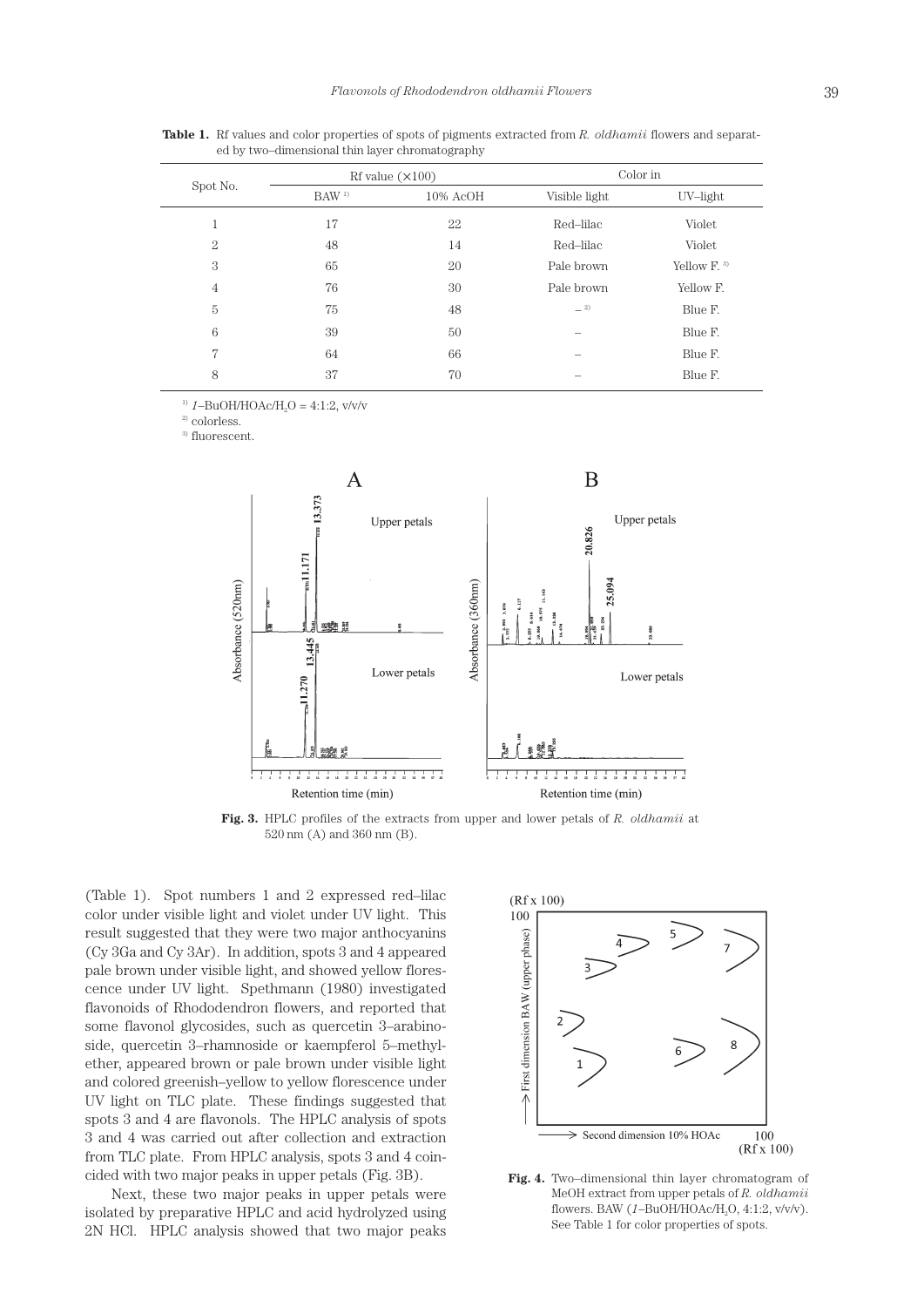**Table 1.** Rf values and color properties of spots of pigments extracted from *R. oldhamii* flowers and separated by two–dimensional thin layer chromatography

| Spot No. | Rf value (×100) | | Color in | |
|---|---|---|---|---|
| | BAW [1)] | 10% AcOH | Visible light | UV–light |
| 1 | 17 | 22 | Red–lilac | Violet |
| 2 | 48 | 14 | Red–lilac | Violet |
| 3 | 65 | 20 | Pale brown | Yellow F. [3)] |
| 4 | 76 | 30 | Pale brown | Yellow F. |
| 5 | 75 | 48 | – [2)] | Blue F. |
| 6 | 39 | 50 | – | Blue F. |
| 7 | 64 | 66 | – | Blue F. |
| 8 | 37 | 70 | – | Blue F. |

[1)] *1*–BuOH/HOAc/$H_2O$ = 4:1:2, v/v/v

[2)] colorless.

[3)] fluorescent.

**Fig. 3.** HPLC profiles of the extracts from upper and lower petals of *R. oldhamii* at 520 nm (A) and 360 nm (B).

(Table 1). Spot numbers 1 and 2 expressed red–lilac color under visible light and violet under UV light. This result suggested that they were two major anthocyanins (Cy 3Ga and Cy 3Ar). In addition, spots 3 and 4 appeared pale brown under visible light, and showed yellow florescence under UV light. Spethmann (1980) investigated flavonoids of Rhododendron flowers, and reported that some flavonol glycosides, such as quercetin 3–arabinoside, quercetin 3–rhamnoside or kaempferol 5–methylether, appeared brown or pale brown under visible light and colored greenish–yellow to yellow florescence under UV light on TLC plate. These findings suggested that spots 3 and 4 are flavonols. The HPLC analysis of spots 3 and 4 was carried out after collection and extraction from TLC plate. From HPLC analysis, spots 3 and 4 coincided with two major peaks in upper petals (Fig. 3B).

Next, these two major peaks in upper petals were isolated by preparative HPLC and acid hydrolyzed using 2N HCl. HPLC analysis showed that two major peaks

**Fig. 4.** Two–dimensional thin layer chromatogram of MeOH extract from upper petals of *R. oldhamii* flowers. BAW (*1*–BuOH/HOAc/$H_2O$, 4:1:2, v/v/v). See Table 1 for color properties of spots.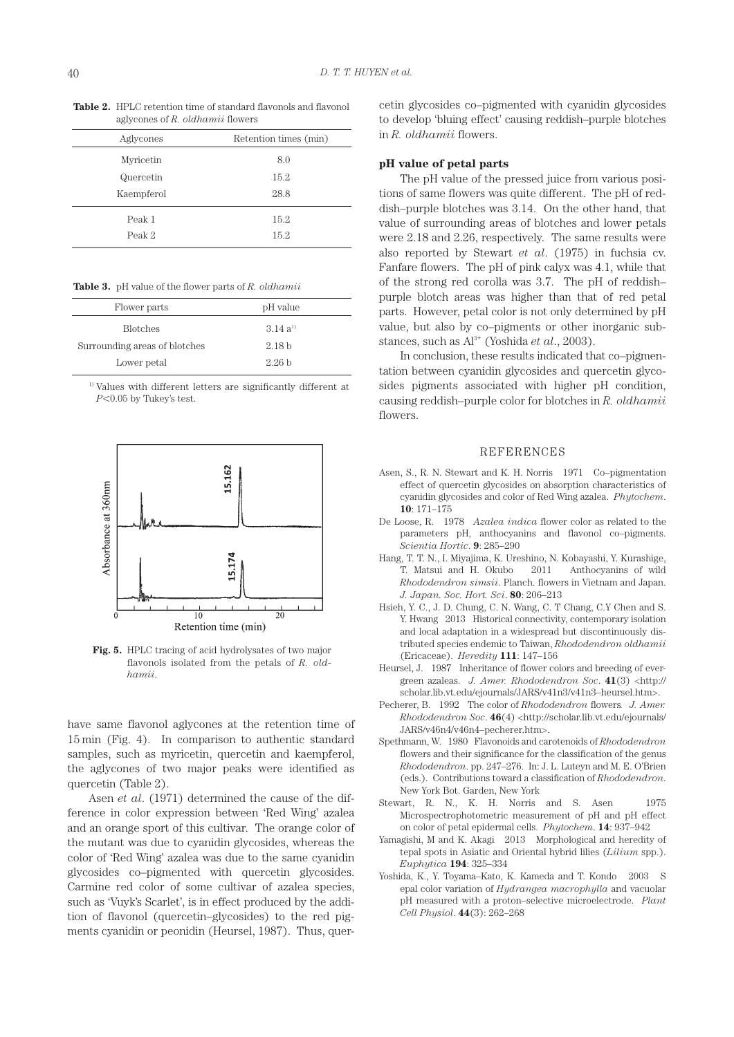**Table 2.** HPLC retention time of standard flavonols and flavonol aglycones of *R. oldhamii* flowers

| Aglycones | Retention times (min) |
|---|---|
| Myricetin | 8.0 |
| Quercetin | 15.2 |
| Kaempferol | 28.8 |
| Peak 1 | 15.2 |
| Peak 2 | 15.2 |

**Table 3.** pH value of the flower parts of *R. oldhamii*

| Flower parts | pH value |
|---|---|
| Blotches | 3.14 a[1)] |
| Surrounding areas of blotches | 2.18 b |
| Lower petal | 2.26 b |

[1)] Values with different letters are significantly different at $P<0.05$ by Tukey's test.

15.162

15.174

Absorbance at 360nm

0 10 20

Retention time (min)

**Fig. 5.** HPLC tracing of acid hydrolysates of two major flavonols isolated from the petals of *R. oldhamii*.

have same flavonol aglycones at the retention time of 15 min (Fig. 4). In comparison to authentic standard samples, such as myricetin, quercetin and kaempferol, the aglycones of two major peaks were identified as quercetin (Table 2).

Asen *et al*. (1971) determined the cause of the difference in color expression between 'Red Wing' azalea and an orange sport of this cultivar. The orange color of the mutant was due to cyanidin glycosides, whereas the color of 'Red Wing' azalea was due to the same cyanidin glycosides co–pigmented with quercetin glycosides. Carmine red color of some cultivar of azalea species, such as 'Vuyk's Scarlet', is in effect produced by the addition of flavonol (quercetin–glycosides) to the red pigments cyanidin or peonidin (Heursel, 1987). Thus, quercetin glycosides co–pigmented with cyanidin glycosides to develop 'bluing effect' causing reddish–purple blotches in *R. oldhamii* flowers.

**pH value of petal parts**

The pH value of the pressed juice from various positions of same flowers was quite different. The pH of reddish–purple blotches was 3.14. On the other hand, that value of surrounding areas of blotches and lower petals were 2.18 and 2.26, respectively. The same results were also reported by Stewart *et al*. (1975) in fuchsia cv. Fanfare flowers. The pH of pink calyx was 4.1, while that of the strong red corolla was 3.7. The pH of reddish–purple blotch areas was higher than that of red petal parts. However, petal color is not only determined by pH value, but also by co–pigments or other inorganic substances, such as $Al^{3+}$ (Yoshida *et al*., 2003).

In conclusion, these results indicated that co–pigmentation between cyanidin glycosides and quercetin glycosides pigments associated with higher pH condition, causing reddish–purple color for blotches in *R. oldhamii* flowers.

## REFERENCES

Asen, S., R. N. Stewart and K. H. Norris 1971 Co–pigmentation effect of quercetin glycosides on absorption characteristics of cyanidin glycosides and color of Red Wing azalea. *Phytochem*. **10**: 171–175

De Loose, R. 1978 *Azalea indica* flower color as related to the parameters pH, anthocyanins and flavonol co–pigments. *Scientia Hortic*. **9**: 285–290

Hang, T. T. N., I. Miyajima, K. Ureshino, N. Kobayashi, Y. Kurashige, T. Matsui and H. Okubo 2011 Anthocyanins of wild *Rhododendron simsii*. Planch. flowers in Vietnam and Japan. *J. Japan. Soc. Hort. Sci*. **80**: 206–213

Hsieh, Y. C., J. D. Chung, C. N. Wang, C. T Chang, C.Y Chen and S. Y. Hwang 2013 Historical connectivity, contemporary isolation and local adaptation in a widespread but discontinuously distributed species endemic to Taiwan, *Rhododendron oldhamii* (Ericaceae). *Heredity* **111**: 147–156

Heursel, J. 1987 Inheritance of flower colors and breeding of evergreen azaleas. *J. Amer. Rhododendron Soc*. **41**(3) <http://scholar.lib.vt.edu/ejournals/JARS/v41n3/v41n3–heursel.htm>.

Pecherer, B. 1992 The color of *Rhododendron* flowers. *J. Amer. Rhododendron Soc*. **46**(4) <http://scholar.lib.vt.edu/ejournals/JARS/v46n4/v46n4–pecherer.htm>.

Spethmann, W. 1980 Flavonoids and carotenoids of *Rhododendron* flowers and their significance for the classification of the genus *Rhododendron*. pp. 247–276. In: J. L. Luteyn and M. E. O'Brien (eds.). Contributions toward a classification of *Rhododendron*. New York Bot. Garden, New York

Stewart, R. N., K. H. Norris and S. Asen 1975 Microspectrophotometric measurement of pH and pH effect on color of petal epidermal cells. *Phytochem*. **14**: 937–942

Yamagishi, M and K. Akagi 2013 Morphological and heredity of tepal spots in Asiatic and Oriental hybrid lilies (*Lilium* spp.). *Euphytica* **194**: 325–334

Yoshida, K., Y. Toyama–Kato, K. Kameda and T. Kondo 2003 Sepal color variation of *Hydrangea macrophylla* and vacuolar pH measured with a proton–selective microelectrode. *Plant Cell Physiol*. **44**(3): 262–268